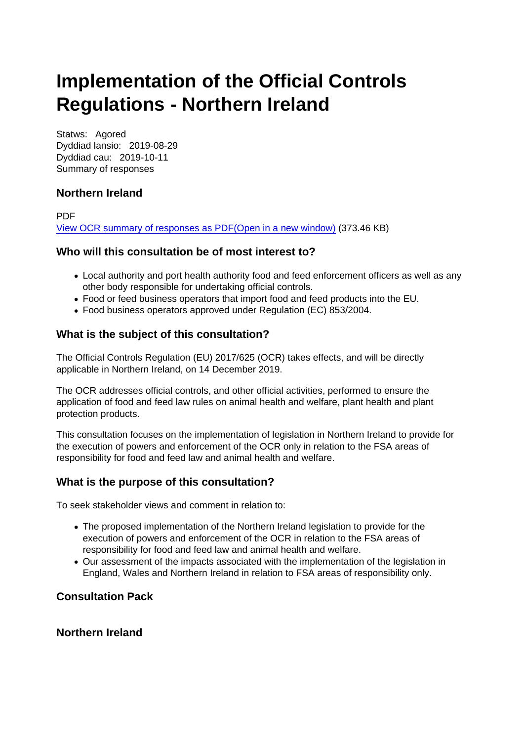# Implementation of the Official Controls Regulations - Northern Ireland

Statws: Agored
Dyddiad lansio: 2019-08-29
Dyddiad cau: 2019-10-11
Summary of responses

### Northern Ireland

PDF
View OCR summary of responses as PDF(Open in a new window) (373.46 KB)

### Who will this consultation be of most interest to?

- Local authority and port health authority food and feed enforcement officers as well as any other body responsible for undertaking official controls.
- Food or feed business operators that import food and feed products into the EU.
- Food business operators approved under Regulation (EC) 853/2004.

### What is the subject of this consultation?

The Official Controls Regulation (EU) 2017/625 (OCR) takes effects, and will be directly applicable in Northern Ireland, on 14 December 2019.

The OCR addresses official controls, and other official activities, performed to ensure the application of food and feed law rules on animal health and welfare, plant health and plant protection products.

This consultation focuses on the implementation of legislation in Northern Ireland to provide for the execution of powers and enforcement of the OCR only in relation to the FSA areas of responsibility for food and feed law and animal health and welfare.

### What is the purpose of this consultation?

To seek stakeholder views and comment in relation to:

- The proposed implementation of the Northern Ireland legislation to provide for the execution of powers and enforcement of the OCR in relation to the FSA areas of responsibility for food and feed law and animal health and welfare.
- Our assessment of the impacts associated with the implementation of the legislation in England, Wales and Northern Ireland in relation to FSA areas of responsibility only.

### Consultation Pack

### Northern Ireland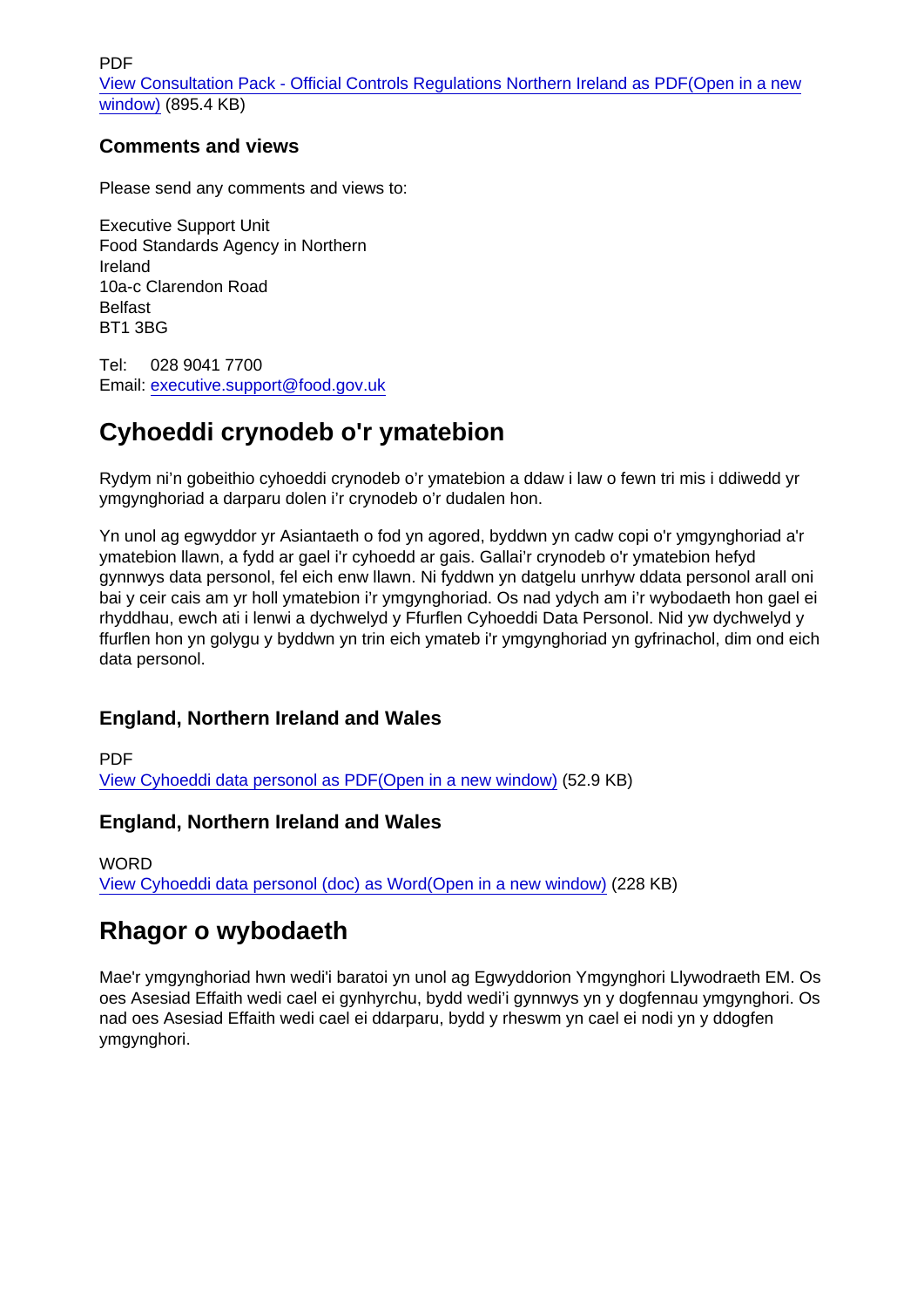PDF
[View Consultation Pack - Official Controls Regulations Northern Ireland as PDF(Open in a new window)](#) (895.4 KB)

### Comments and views

Please send any comments and views to:

Executive Support Unit
Food Standards Agency in Northern Ireland
10a-c Clarendon Road
Belfast
BT1 3BG

Tel: 028 9041 7700
Email: executive.support@food.gov.uk

## Cyhoeddi crynodeb o'r ymatebion

Rydym ni'n gobeithio cyhoeddi crynodeb o'r ymatebion a ddaw i law o fewn tri mis i ddiwedd yr ymgynghoriad a darparu dolen i'r crynodeb o'r dudalen hon.

Yn unol ag egwyddor yr Asiantaeth o fod yn agored, byddwn yn cadw copi o'r ymgynghoriad a'r ymatebion llawn, a fydd ar gael i'r cyhoedd ar gais. Gallai'r crynodeb o'r ymatebion hefyd gynnwys data personol, fel eich enw llawn. Ni fyddwn yn datgelu unrhyw ddata personol arall oni bai y ceir cais am yr holl ymatebion i'r ymgynghoriad. Os nad ydych am i'r wybodaeth hon gael ei rhyddhau, ewch ati i lenwi a dychwelyd y Ffurflen Cyhoeddi Data Personol. Nid yw dychwelyd y ffurflen hon yn golygu y byddwn yn trin eich ymateb i'r ymgynghoriad yn gyfrinachol, dim ond eich data personol.

### England, Northern Ireland and Wales

PDF
[View Cyhoeddi data personol as PDF(Open in a new window)](#) (52.9 KB)

### England, Northern Ireland and Wales

WORD
[View Cyhoeddi data personol (doc) as Word(Open in a new window)](#) (228 KB)

## Rhagor o wybodaeth

Mae'r ymgynghoriad hwn wedi'i baratoi yn unol ag Egwyddorion Ymgynghori Llywodraeth EM. Os oes Asesiad Effaith wedi cael ei gynhyrchu, bydd wedi'i gynnwys yn y dogfennau ymgynghori. Os nad oes Asesiad Effaith wedi cael ei ddarparu, bydd y rheswm yn cael ei nodi yn y ddogfen ymgynghori.